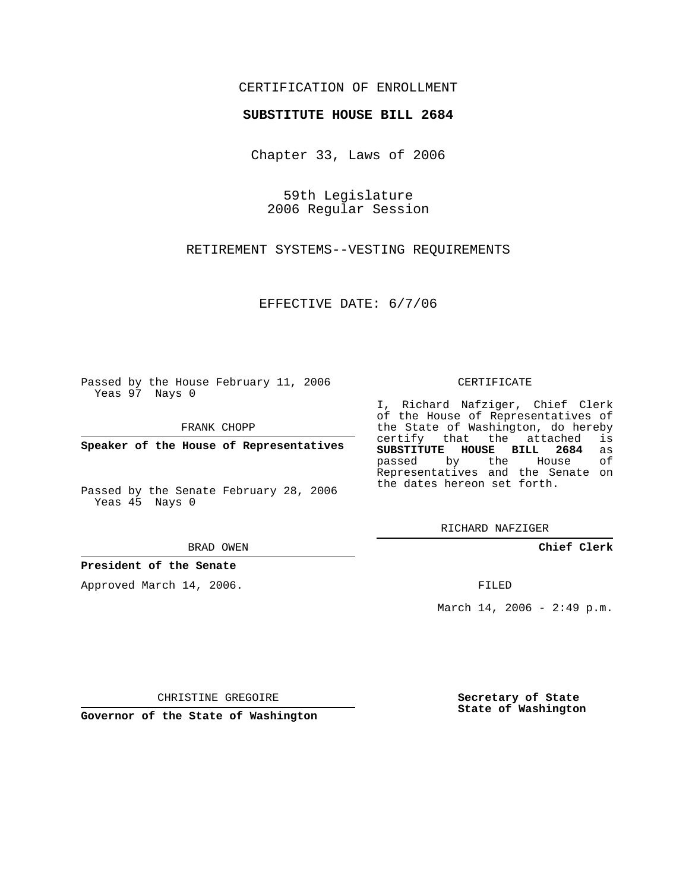CERTIFICATION OF ENROLLMENT

**SUBSTITUTE HOUSE BILL 2684**

Chapter 33, Laws of 2006

59th Legislature
2006 Regular Session

RETIREMENT SYSTEMS--VESTING REQUIREMENTS

EFFECTIVE DATE: 6/7/06

Passed by the House February 11, 2006
Yeas 97 Nays 0

FRANK CHOPP

**Speaker of the House of Representatives**

Passed by the Senate February 28, 2006
Yeas 45 Nays 0

BRAD OWEN

**President of the Senate**

Approved March 14, 2006.

CHRISTINE GREGOIRE

**Governor of the State of Washington**

CERTIFICATE

I, Richard Nafziger, Chief Clerk of the House of Representatives of the State of Washington, do hereby certify that the attached is **SUBSTITUTE HOUSE BILL 2684** as passed by the House of Representatives and the Senate on the dates hereon set forth.

RICHARD NAFZIGER

**Chief Clerk**

FILED

March 14, 2006 - 2:49 p.m.

**Secretary of State**
**State of Washington**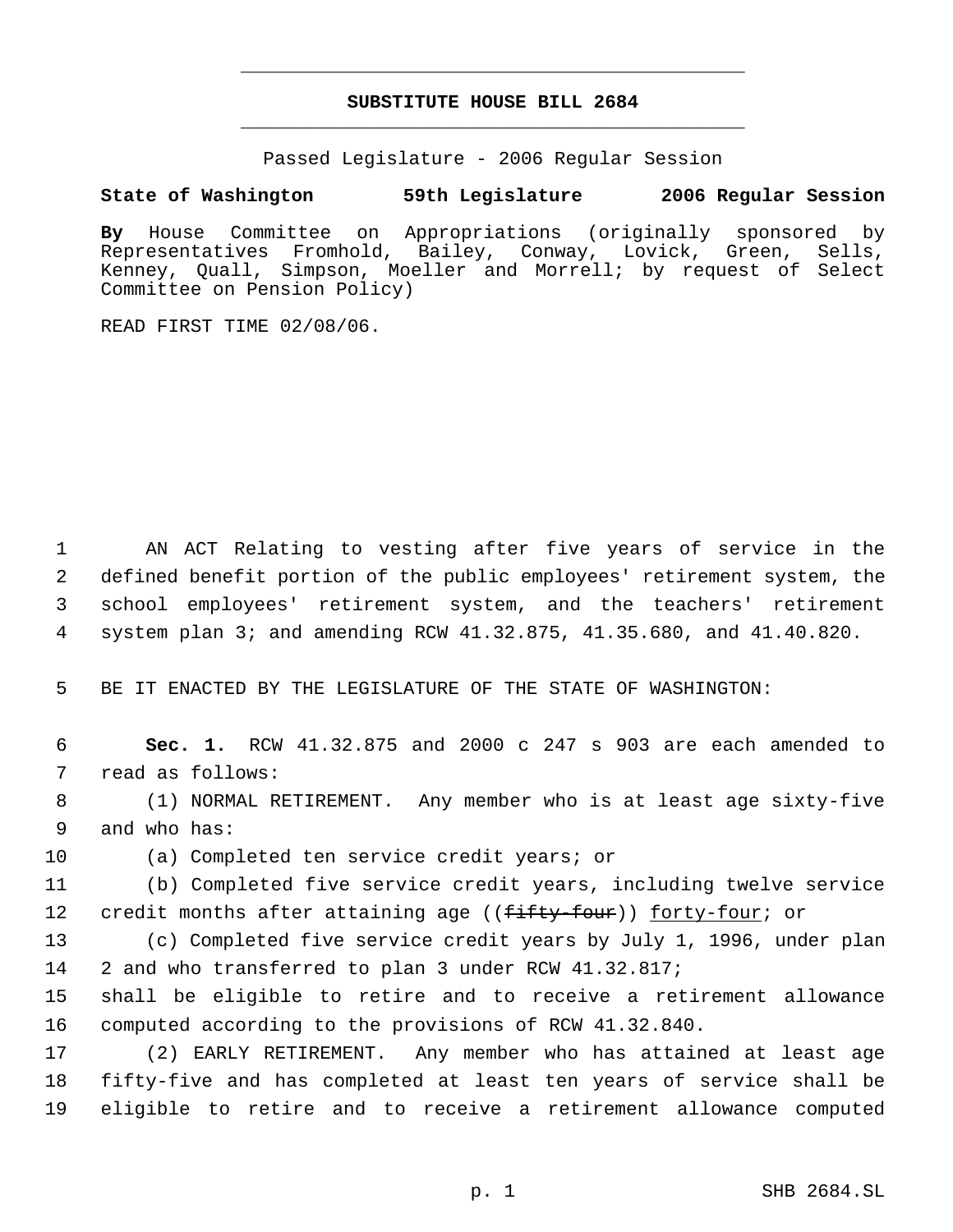# SUBSTITUTE HOUSE BILL 2684

Passed Legislature - 2006 Regular Session

**State of Washington 59th Legislature 2006 Regular Session**

**By** House Committee on Appropriations (originally sponsored by Representatives Fromhold, Bailey, Conway, Lovick, Green, Sells, Kenney, Quall, Simpson, Moeller and Morrell; by request of Select Committee on Pension Policy)

READ FIRST TIME 02/08/06.

AN ACT Relating to vesting after five years of service in the defined benefit portion of the public employees' retirement system, the school employees' retirement system, and the teachers' retirement system plan 3; and amending RCW 41.32.875, 41.35.680, and 41.40.820.

BE IT ENACTED BY THE LEGISLATURE OF THE STATE OF WASHINGTON:

**Sec. 1.** RCW 41.32.875 and 2000 c 247 s 903 are each amended to read as follows:

(1) NORMAL RETIREMENT. Any member who is at least age sixty-five and who has:

(a) Completed ten service credit years; or

(b) Completed five service credit years, including twelve service credit months after attaining age ((~~fifty-four~~)) <u>forty-four</u>; or

(c) Completed five service credit years by July 1, 1996, under plan 2 and who transferred to plan 3 under RCW 41.32.817;

shall be eligible to retire and to receive a retirement allowance computed according to the provisions of RCW 41.32.840.

(2) EARLY RETIREMENT. Any member who has attained at least age fifty-five and has completed at least ten years of service shall be eligible to retire and to receive a retirement allowance computed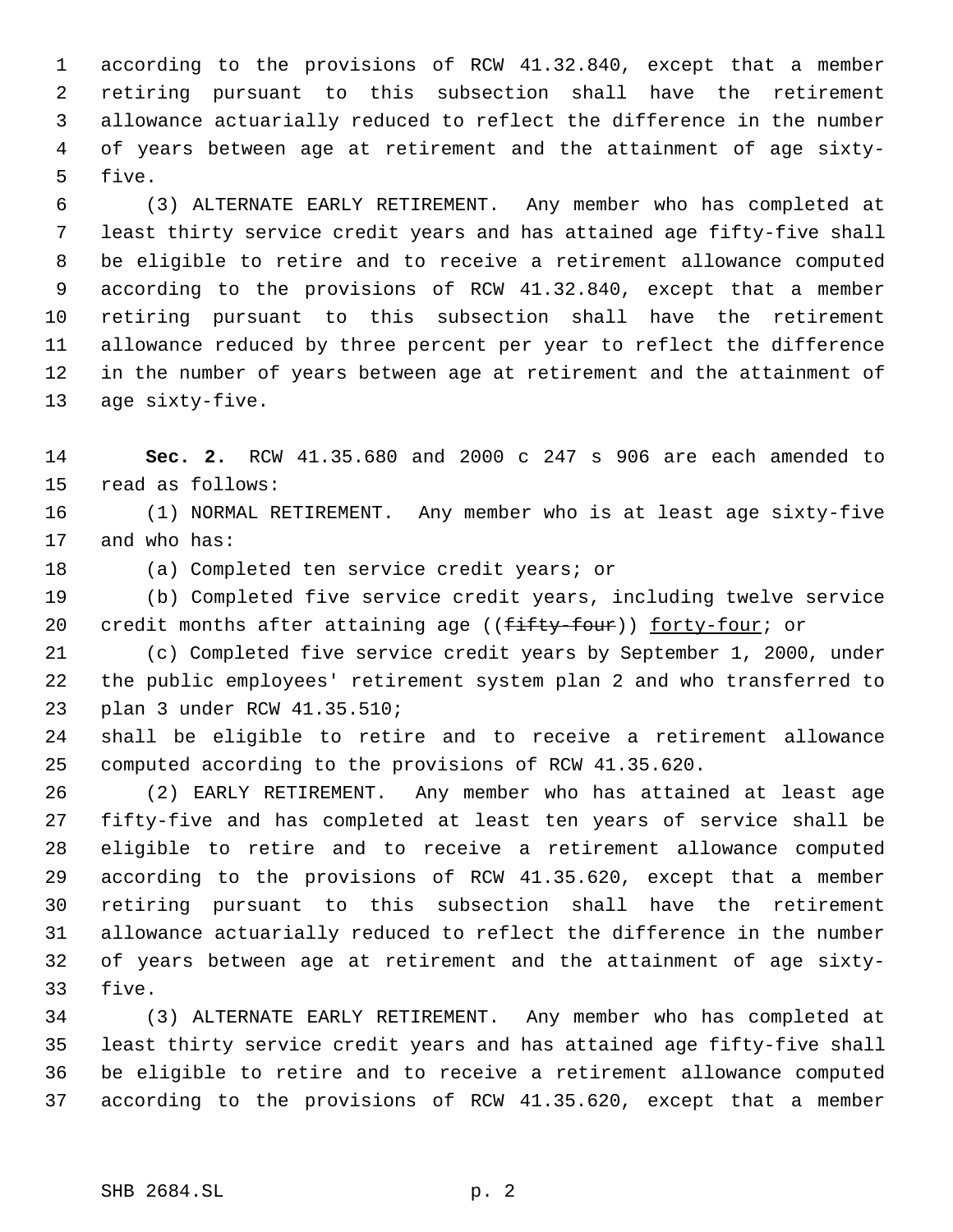according to the provisions of RCW 41.32.840, except that a member retiring pursuant to this subsection shall have the retirement allowance actuarially reduced to reflect the difference in the number of years between age at retirement and the attainment of age sixty-five.

(3) ALTERNATE EARLY RETIREMENT. Any member who has completed at least thirty service credit years and has attained age fifty-five shall be eligible to retire and to receive a retirement allowance computed according to the provisions of RCW 41.32.840, except that a member retiring pursuant to this subsection shall have the retirement allowance reduced by three percent per year to reflect the difference in the number of years between age at retirement and the attainment of age sixty-five.

**Sec. 2.** RCW 41.35.680 and 2000 c 247 s 906 are each amended to read as follows:

(1) NORMAL RETIREMENT. Any member who is at least age sixty-five and who has:

(a) Completed ten service credit years; or

(b) Completed five service credit years, including twelve service credit months after attaining age ((~~fifty-four~~)) <u>forty-four</u>; or

(c) Completed five service credit years by September 1, 2000, under the public employees' retirement system plan 2 and who transferred to plan 3 under RCW 41.35.510;

shall be eligible to retire and to receive a retirement allowance computed according to the provisions of RCW 41.35.620.

(2) EARLY RETIREMENT. Any member who has attained at least age fifty-five and has completed at least ten years of service shall be eligible to retire and to receive a retirement allowance computed according to the provisions of RCW 41.35.620, except that a member retiring pursuant to this subsection shall have the retirement allowance actuarially reduced to reflect the difference in the number of years between age at retirement and the attainment of age sixty-five.

(3) ALTERNATE EARLY RETIREMENT. Any member who has completed at least thirty service credit years and has attained age fifty-five shall be eligible to retire and to receive a retirement allowance computed according to the provisions of RCW 41.35.620, except that a member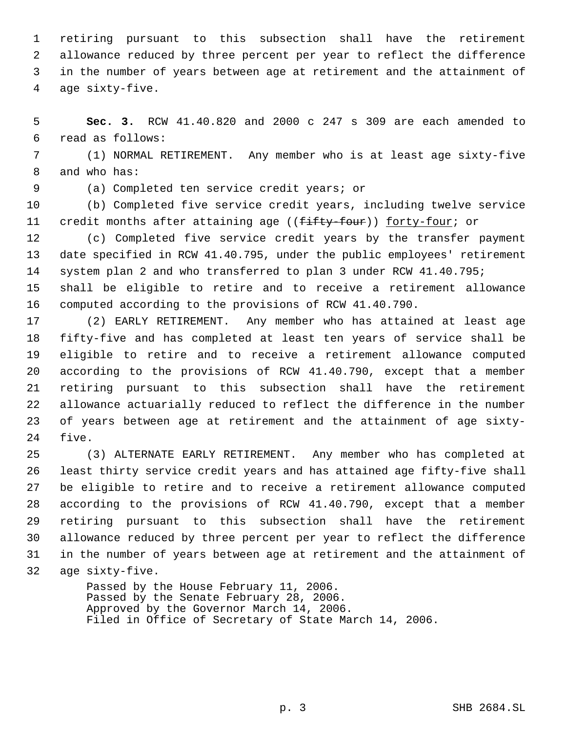retiring pursuant to this subsection shall have the retirement allowance reduced by three percent per year to reflect the difference in the number of years between age at retirement and the attainment of age sixty-five.

**Sec. 3.** RCW 41.40.820 and 2000 c 247 s 309 are each amended to read as follows:

(1) NORMAL RETIREMENT. Any member who is at least age sixty-five and who has:

(a) Completed ten service credit years; or

(b) Completed five service credit years, including twelve service credit months after attaining age ((~~fifty-four~~)) forty-four; or

(c) Completed five service credit years by the transfer payment date specified in RCW 41.40.795, under the public employees' retirement system plan 2 and who transferred to plan 3 under RCW 41.40.795;

shall be eligible to retire and to receive a retirement allowance computed according to the provisions of RCW 41.40.790.

(2) EARLY RETIREMENT. Any member who has attained at least age fifty-five and has completed at least ten years of service shall be eligible to retire and to receive a retirement allowance computed according to the provisions of RCW 41.40.790, except that a member retiring pursuant to this subsection shall have the retirement allowance actuarially reduced to reflect the difference in the number of years between age at retirement and the attainment of age sixty-five.

(3) ALTERNATE EARLY RETIREMENT. Any member who has completed at least thirty service credit years and has attained age fifty-five shall be eligible to retire and to receive a retirement allowance computed according to the provisions of RCW 41.40.790, except that a member retiring pursuant to this subsection shall have the retirement allowance reduced by three percent per year to reflect the difference in the number of years between age at retirement and the attainment of age sixty-five.

Passed by the House February 11, 2006.
Passed by the Senate February 28, 2006.
Approved by the Governor March 14, 2006.
Filed in Office of Secretary of State March 14, 2006.